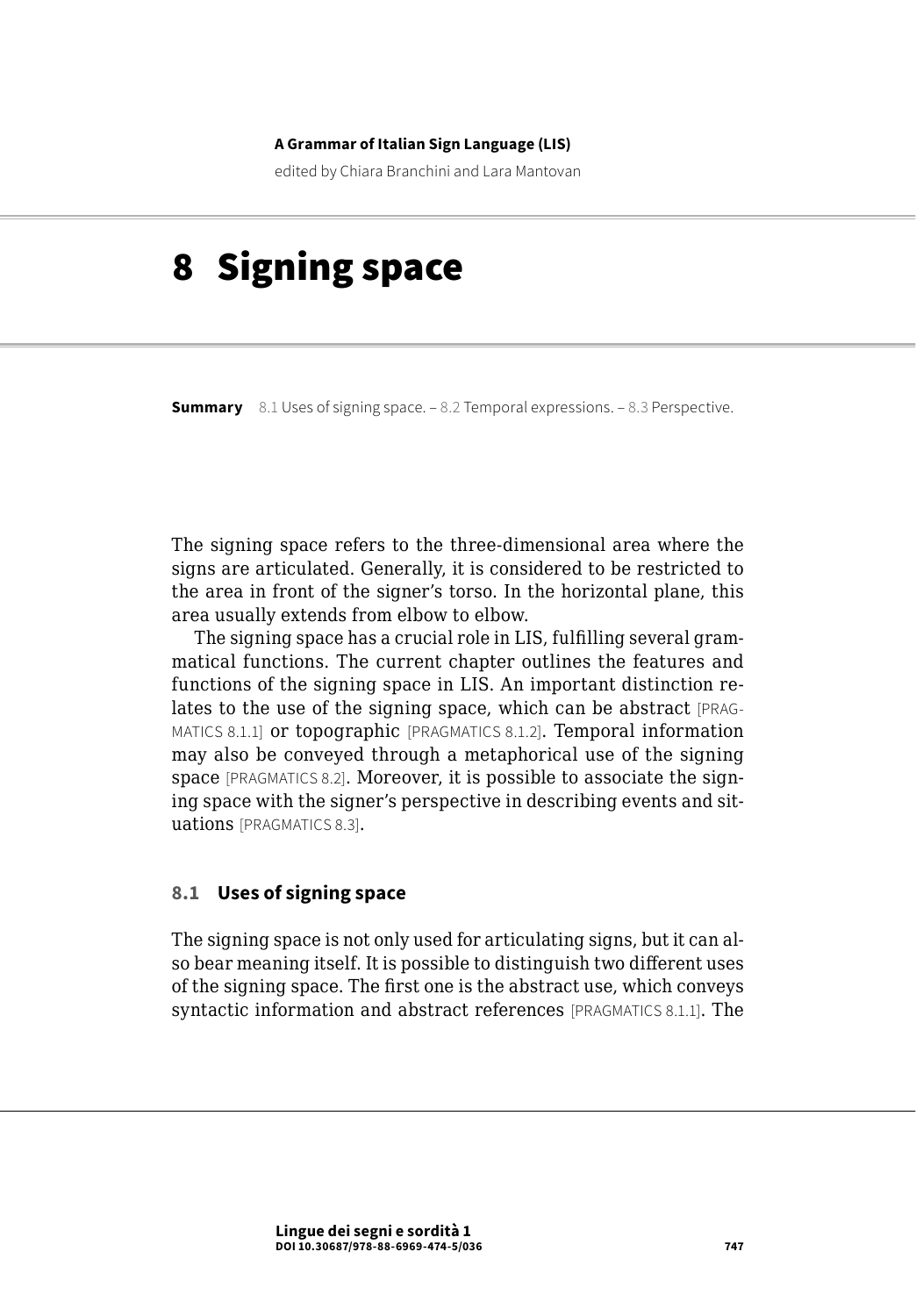A Grammar of Italian Sign Language (LIS)

edited by Chiara Branchini and Lara Mantovan

# 8 Signing space

**Summary** 8.1 Uses of signing space. – 8.2 Temporal expressions. – 8.3 Perspective.

The signing space refers to the three-dimensional area where the signs are articulated. Generally, it is considered to be restricted to the area in front of the signer's torso. In the horizontal plane, this area usually extends from elbow to elbow.

The signing space has a crucial role in LIS, fulfilling several grammatical functions. The current chapter outlines the features and functions of the signing space in LIS. An important distinction relates to the use of the signing space, which can be abstract [PRAGMATICS 8.1.1] or topographic [PRAGMATICS 8.1.2]. Temporal information may also be conveyed through a metaphorical use of the signing space [PRAGMATICS 8.2]. Moreover, it is possible to associate the signing space with the signer's perspective in describing events and situations [PRAGMATICS 8.3].

## 8.1 Uses of signing space

The signing space is not only used for articulating signs, but it can also bear meaning itself. It is possible to distinguish two different uses of the signing space. The first one is the abstract use, which conveys syntactic information and abstract references [PRAGMATICS 8.1.1]. The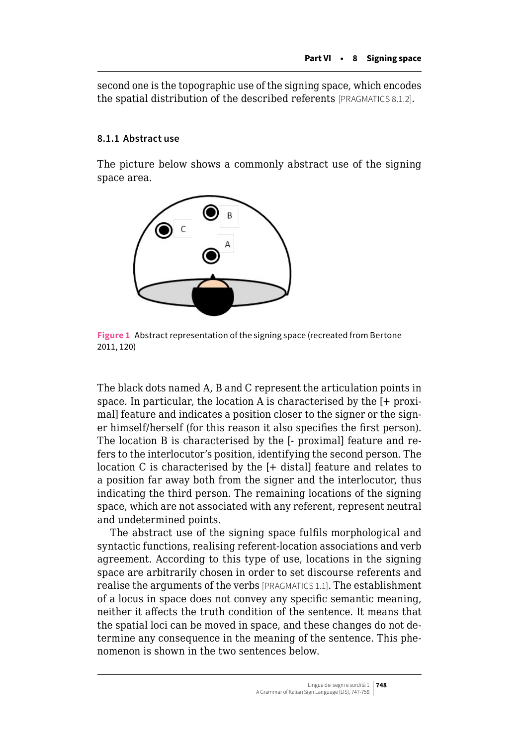second one is the topographic use of the signing space, which encodes the spatial distribution of the described referents [PRAGMATICS 8.1.2].

### 8.1.1 Abstract use

The picture below shows a commonly abstract use of the signing space area.

**Figure 1** Abstract representation of the signing space (recreated from Bertone 2011, 120)

The black dots named A, B and C represent the articulation points in space. In particular, the location A is characterised by the [+ proximal] feature and indicates a position closer to the signer or the signer himself/herself (for this reason it also specifies the first person). The location B is characterised by the [- proximal] feature and refers to the interlocutor's position, identifying the second person. The location C is characterised by the [+ distal] feature and relates to a position far away both from the signer and the interlocutor, thus indicating the third person. The remaining locations of the signing space, which are not associated with any referent, represent neutral and undetermined points.

The abstract use of the signing space fulfils morphological and syntactic functions, realising referent-location associations and verb agreement. According to this type of use, locations in the signing space are arbitrarily chosen in order to set discourse referents and realise the arguments of the verbs [PRAGMATICS 1.1]. The establishment of a locus in space does not convey any specific semantic meaning, neither it affects the truth condition of the sentence. It means that the spatial loci can be moved in space, and these changes do not determine any consequence in the meaning of the sentence. This phenomenon is shown in the two sentences below.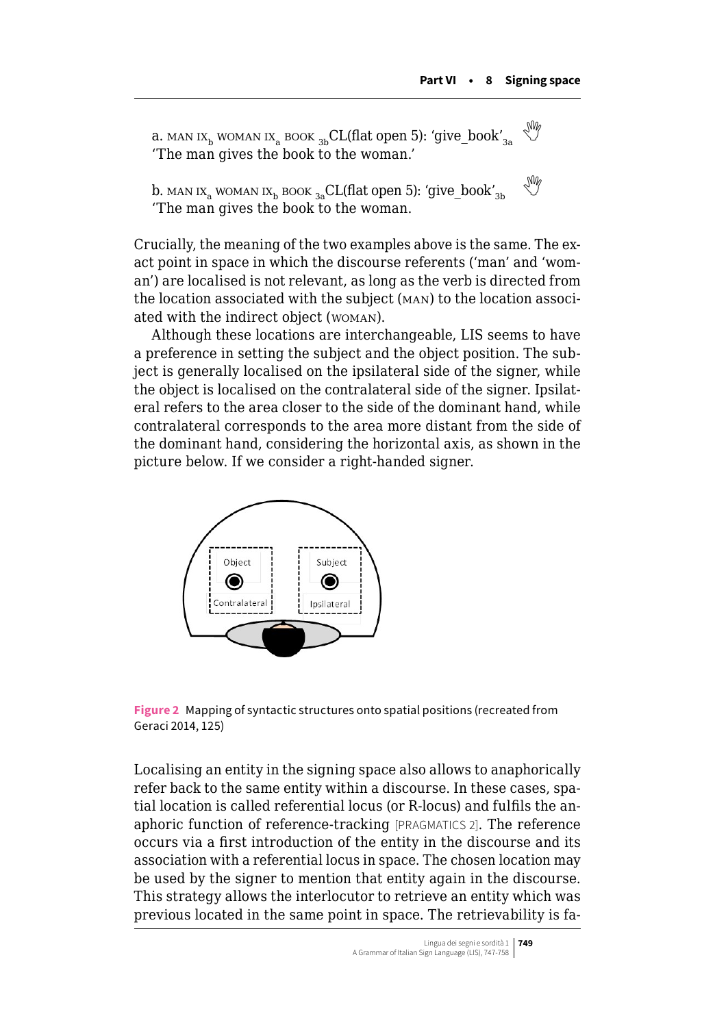a. MAN $IX_b$ WOMAN $IX_a$ BOOK $_{3b}$CL(flat open 5): 'give_book'$_{3a}$
'The man gives the book to the woman.'

b. MAN $IX_a$ WOMAN $IX_b$ BOOK $_{3a}$CL(flat open 5): 'give_book'$_{3b}$
'The man gives the book to the woman.

Crucially, the meaning of the two examples above is the same. The exact point in space in which the discourse referents ('man' and 'woman') are localised is not relevant, as long as the verb is directed from the location associated with the subject (MAN) to the location associated with the indirect object (WOMAN).

Although these locations are interchangeable, LIS seems to have a preference in setting the subject and the object position. The subject is generally localised on the ipsilateral side of the signer, while the object is localised on the contralateral side of the signer. Ipsilateral refers to the area closer to the side of the dominant hand, while contralateral corresponds to the area more distant from the side of the dominant hand, considering the horizontal axis, as shown in the picture below. If we consider a right-handed signer.

Object
Contralateral
Subject
Ipsilateral

**Figure 2** Mapping of syntactic structures onto spatial positions (recreated from Geraci 2014, 125)

Localising an entity in the signing space also allows to anaphorically refer back to the same entity within a discourse. In these cases, spatial location is called referential locus (or R-locus) and fulfils the anaphoric function of reference-tracking [PRAGMATICS 2]. The reference occurs via a first introduction of the entity in the discourse and its association with a referential locus in space. The chosen location may be used by the signer to mention that entity again in the discourse. This strategy allows the interlocutor to retrieve an entity which was previous located in the same point in space. The retrievability is fa-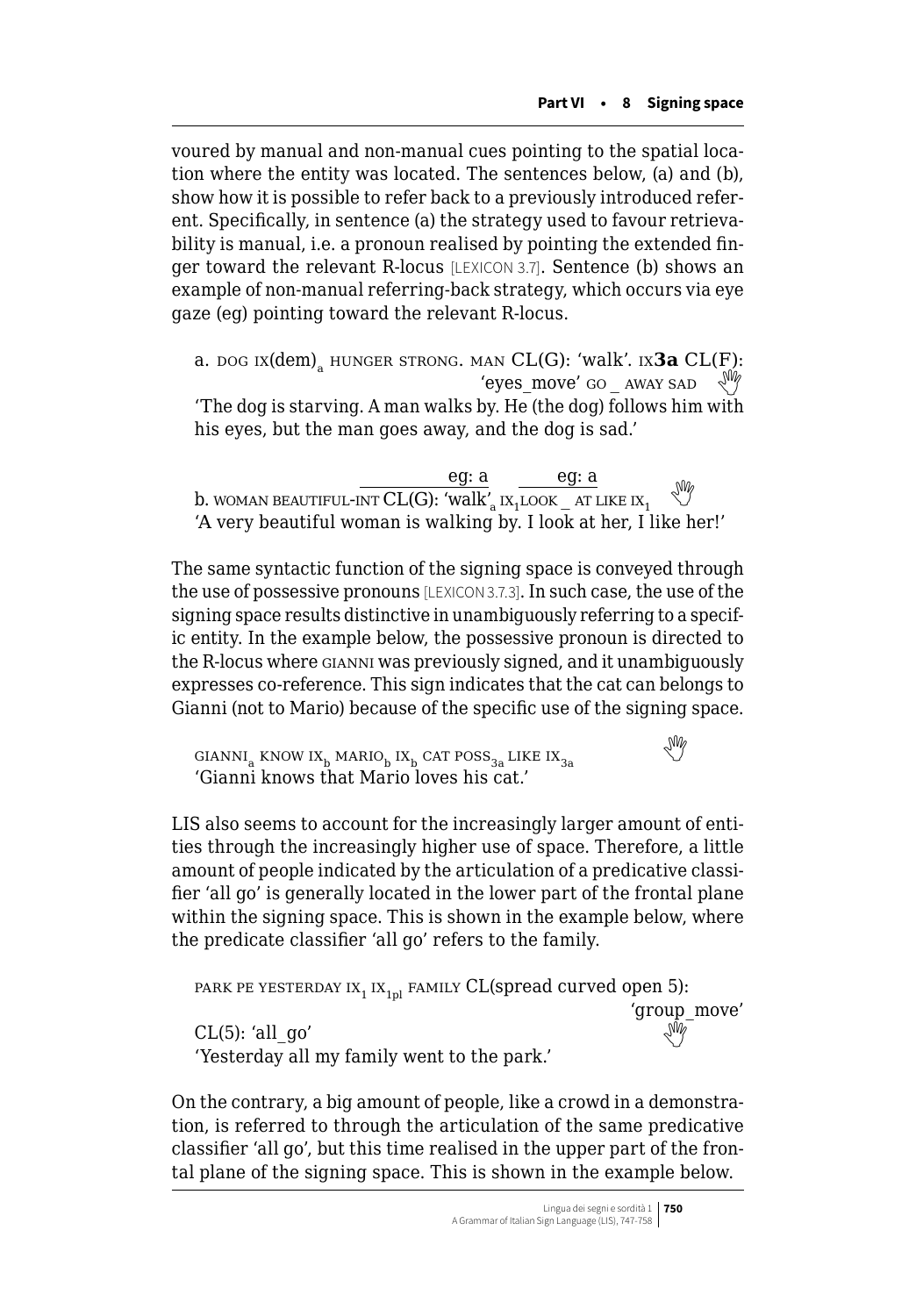voured by manual and non-manual cues pointing to the spatial location where the entity was located. The sentences below, (a) and (b), show how it is possible to refer back to a previously introduced referent. Specifically, in sentence (a) the strategy used to favour retrievability is manual, i.e. a pronoun realised by pointing the extended finger toward the relevant R-locus [LEXICON 3.7]. Sentence (b) shows an example of non-manual referring-back strategy, which occurs via eye gaze (eg) pointing toward the relevant R-locus.

a. DOG IX(dem)$_a$ HUNGER STRONG. MAN CL(G): 'walk'. IX**3a** CL(F): 'eyes_move' GO _ AWAY SAD
'The dog is starving. A man walks by. He (the dog) follows him with his eyes, but the man goes away, and the dog is sad.'

b. WOMAN BEAUTIFUL-INT CL(G): 'walk'$_a$ IX$_1$ LOOK _ AT LIKE IX$_1$ (eg: a over CL(G): 'walk'$_a$; eg: a over LOOK _ AT LIKE)
'A very beautiful woman is walking by. I look at her, I like her!'

The same syntactic function of the signing space is conveyed through the use of possessive pronouns [LEXICON 3.7.3]. In such case, the use of the signing space results distinctive in unambiguously referring to a specific entity. In the example below, the possessive pronoun is directed to the R-locus where GIANNI was previously signed, and it unambiguously expresses co-reference. This sign indicates that the cat can belongs to Gianni (not to Mario) because of the specific use of the signing space.

GIANNI$_a$ KNOW IX$_b$ MARIO$_b$ IX$_b$ CAT POSS$_{3a}$ LIKE IX$_{3a}$
'Gianni knows that Mario loves his cat.'

LIS also seems to account for the increasingly larger amount of entities through the increasingly higher use of space. Therefore, a little amount of people indicated by the articulation of a predicative classifier 'all go' is generally located in the lower part of the frontal plane within the signing space. This is shown in the example below, where the predicate classifier 'all go' refers to the family.

PARK PE YESTERDAY IX$_1$ IX$_{1pl}$ FAMILY CL(spread curved open 5): 'group_move'
CL(5): 'all_go'
'Yesterday all my family went to the park.'

On the contrary, a big amount of people, like a crowd in a demonstration, is referred to through the articulation of the same predicative classifier 'all go', but this time realised in the upper part of the frontal plane of the signing space. This is shown in the example below.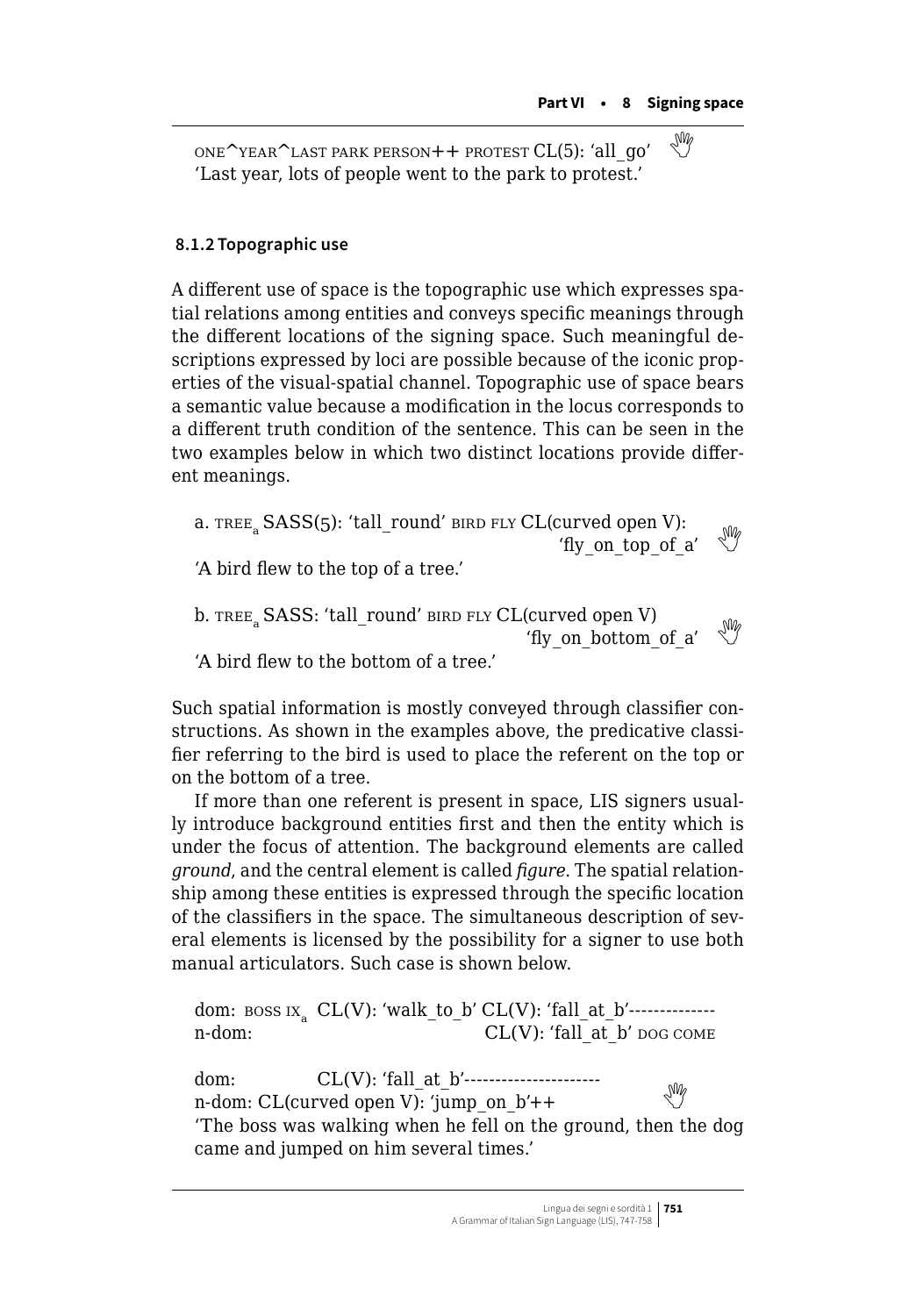ONE^YEAR^LAST PARK PERSON++ PROTEST CL(5): 'all_go'
'Last year, lots of people went to the park to protest.'

### 8.1.2 Topographic use

A different use of space is the topographic use which expresses spatial relations among entities and conveys specific meanings through the different locations of the signing space. Such meaningful descriptions expressed by loci are possible because of the iconic properties of the visual-spatial channel. Topographic use of space bears a semantic value because a modification in the locus corresponds to a different truth condition of the sentence. This can be seen in the two examples below in which two distinct locations provide different meanings.

a. $TREE_a$ SASS(5): 'tall_round' BIRD FLY CL(curved open V): 'fly_on_top_of_a'
'A bird flew to the top of a tree.'

b. $TREE_a$ SASS: 'tall_round' BIRD FLY CL(curved open V) 'fly_on_bottom_of_a'
'A bird flew to the bottom of a tree.'

Such spatial information is mostly conveyed through classifier constructions. As shown in the examples above, the predicative classifier referring to the bird is used to place the referent on the top or on the bottom of a tree.

If more than one referent is present in space, LIS signers usually introduce background entities first and then the entity which is under the focus of attention. The background elements are called *ground*, and the central element is called *figure*. The spatial relationship among these entities is expressed through the specific location of the classifiers in the space. The simultaneous description of several elements is licensed by the possibility for a signer to use both manual articulators. Such case is shown below.

dom: BOSS $IX_a$ CL(V): 'walk_to_b' CL(V): 'fall_at_b'--------------
n-dom: CL(V): 'fall_at_b' DOG COME

dom: CL(V): 'fall_at_b'----------------------
n-dom: CL(curved open V): 'jump_on_b'++
'The boss was walking when he fell on the ground, then the dog came and jumped on him several times.'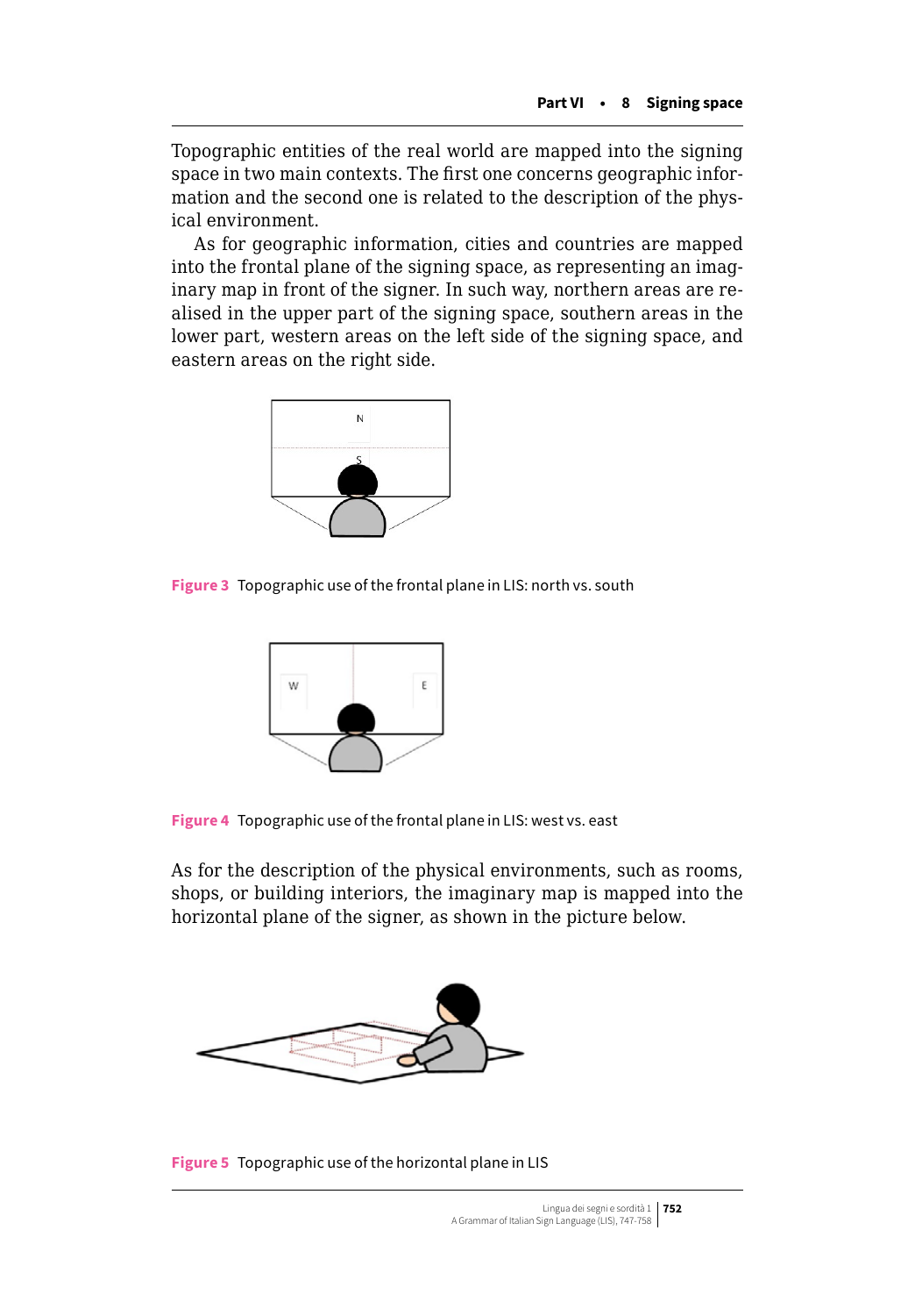Topographic entities of the real world are mapped into the signing space in two main contexts. The first one concerns geographic information and the second one is related to the description of the physical environment.

As for geographic information, cities and countries are mapped into the frontal plane of the signing space, as representing an imaginary map in front of the signer. In such way, northern areas are realised in the upper part of the signing space, southern areas in the lower part, western areas on the left side of the signing space, and eastern areas on the right side.

**Figure 3** Topographic use of the frontal plane in LIS: north vs. south

**Figure 4** Topographic use of the frontal plane in LIS: west vs. east

As for the description of the physical environments, such as rooms, shops, or building interiors, the imaginary map is mapped into the horizontal plane of the signer, as shown in the picture below.

**Figure 5** Topographic use of the horizontal plane in LIS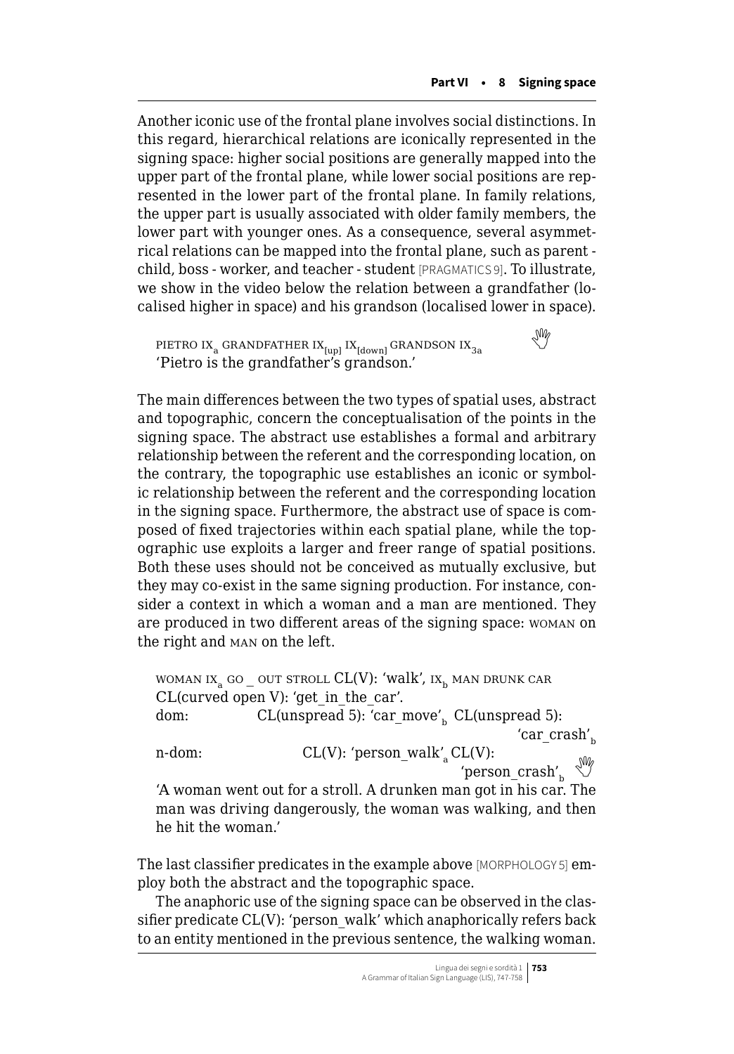Another iconic use of the frontal plane involves social distinctions. In this regard, hierarchical relations are iconically represented in the signing space: higher social positions are generally mapped into the upper part of the frontal plane, while lower social positions are represented in the lower part of the frontal plane. In family relations, the upper part is usually associated with older family members, the lower part with younger ones. As a consequence, several asymmetrical relations can be mapped into the frontal plane, such as parent - child, boss - worker, and teacher - student [PRAGMATICS 9]. To illustrate, we show in the video below the relation between a grandfather (localised higher in space) and his grandson (localised lower in space).

PIETRO $IX_a$ GRANDFATHER $IX_{[up]}$ $IX_{[down]}$ GRANDSON $IX_{3a}$
'Pietro is the grandfather's grandson.'

The main differences between the two types of spatial uses, abstract and topographic, concern the conceptualisation of the points in the signing space. The abstract use establishes a formal and arbitrary relationship between the referent and the corresponding location, on the contrary, the topographic use establishes an iconic or symbolic relationship between the referent and the corresponding location in the signing space. Furthermore, the abstract use of space is composed of fixed trajectories within each spatial plane, while the topographic use exploits a larger and freer range of spatial positions. Both these uses should not be conceived as mutually exclusive, but they may co-exist in the same signing production. For instance, consider a context in which a woman and a man are mentioned. They are produced in two different areas of the signing space: WOMAN on the right and MAN on the left.

WOMAN $IX_a$ GO _ OUT STROLL CL(V): 'walk', $IX_b$ MAN DRUNK CAR CL(curved open V): 'get_in_the_car'.
dom: CL(unspread 5): 'car_move'$_b$ CL(unspread 5): 'car_crash'$_b$
n-dom: CL(V): 'person_walk'$_a$ CL(V): 'person_crash'$_b$
'A woman went out for a stroll. A drunken man got in his car. The man was driving dangerously, the woman was walking, and then he hit the woman.'

The last classifier predicates in the example above [MORPHOLOGY 5] employ both the abstract and the topographic space.

The anaphoric use of the signing space can be observed in the classifier predicate CL(V): 'person_walk' which anaphorically refers back to an entity mentioned in the previous sentence, the walking woman.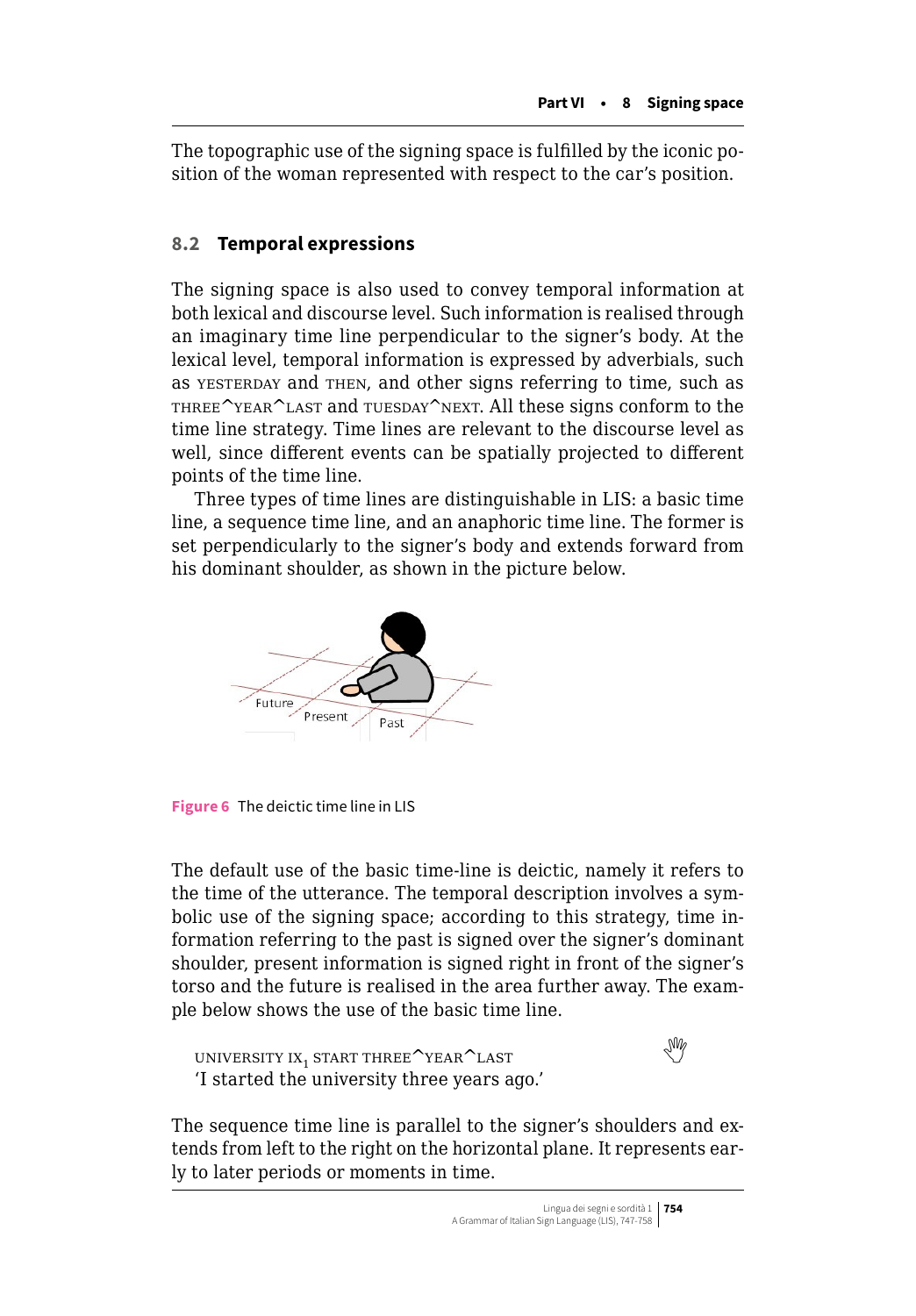The topographic use of the signing space is fulfilled by the iconic position of the woman represented with respect to the car's position.

## 8.2 Temporal expressions

The signing space is also used to convey temporal information at both lexical and discourse level. Such information is realised through an imaginary time line perpendicular to the signer's body. At the lexical level, temporal information is expressed by adverbials, such as YESTERDAY and THEN, and other signs referring to time, such as THREE^YEAR^LAST and TUESDAY^NEXT. All these signs conform to the time line strategy. Time lines are relevant to the discourse level as well, since different events can be spatially projected to different points of the time line.

Three types of time lines are distinguishable in LIS: a basic time line, a sequence time line, and an anaphoric time line. The former is set perpendicularly to the signer's body and extends forward from his dominant shoulder, as shown in the picture below.

**Figure 6** The deictic time line in LIS

The default use of the basic time-line is deictic, namely it refers to the time of the utterance. The temporal description involves a symbolic use of the signing space; according to this strategy, time information referring to the past is signed over the signer's dominant shoulder, present information is signed right in front of the signer's torso and the future is realised in the area further away. The example below shows the use of the basic time line.

UNIVERSITY $IX_1$ START THREE^YEAR^LAST
'I started the university three years ago.'

The sequence time line is parallel to the signer's shoulders and extends from left to the right on the horizontal plane. It represents early to later periods or moments in time.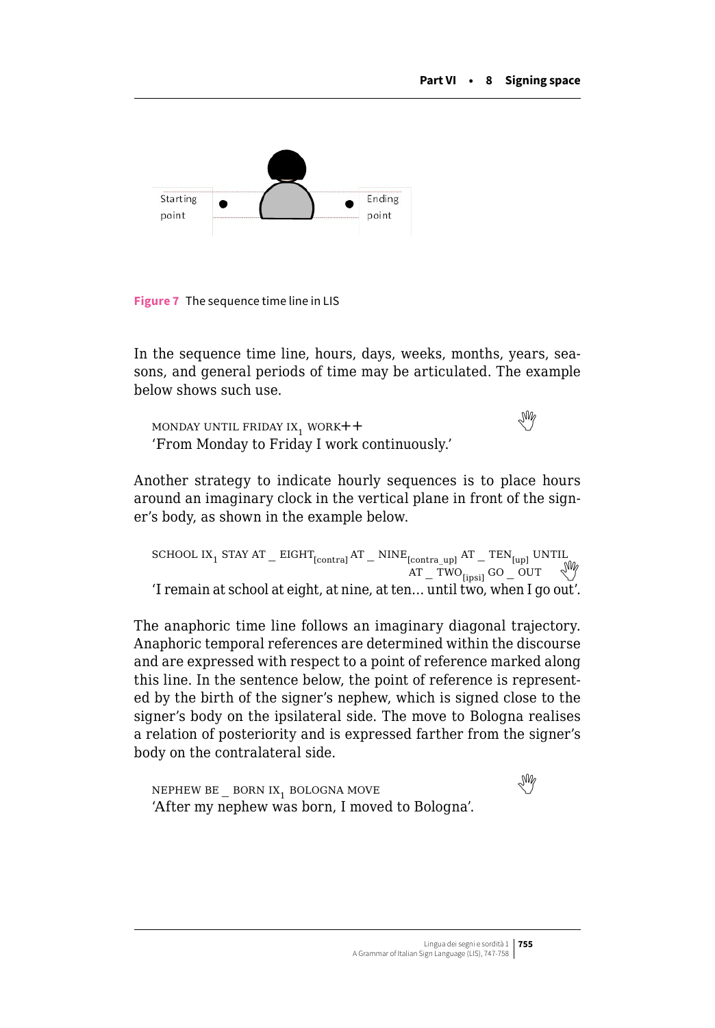Starting point | Ending point

**Figure 7** The sequence time line in LIS

In the sequence time line, hours, days, weeks, months, years, seasons, and general periods of time may be articulated. The example below shows such use.

MONDAY UNTIL FRIDAY IX$_1$ WORK++
'From Monday to Friday I work continuously.'

Another strategy to indicate hourly sequences is to place hours around an imaginary clock in the vertical plane in front of the signer's body, as shown in the example below.

SCHOOL IX$_1$ STAY AT _ EIGHT$_{[contra]}$ AT _ NINE$_{[contra\_up]}$ AT _ TEN$_{[up]}$ UNTIL AT _ TWO$_{[ipsi]}$ GO _ OUT
'I remain at school at eight, at nine, at ten… until two, when I go out'.

The anaphoric time line follows an imaginary diagonal trajectory. Anaphoric temporal references are determined within the discourse and are expressed with respect to a point of reference marked along this line. In the sentence below, the point of reference is represented by the birth of the signer's nephew, which is signed close to the signer's body on the ipsilateral side. The move to Bologna realises a relation of posteriority and is expressed farther from the signer's body on the contralateral side.

NEPHEW BE _ BORN IX$_1$ BOLOGNA MOVE
'After my nephew was born, I moved to Bologna'.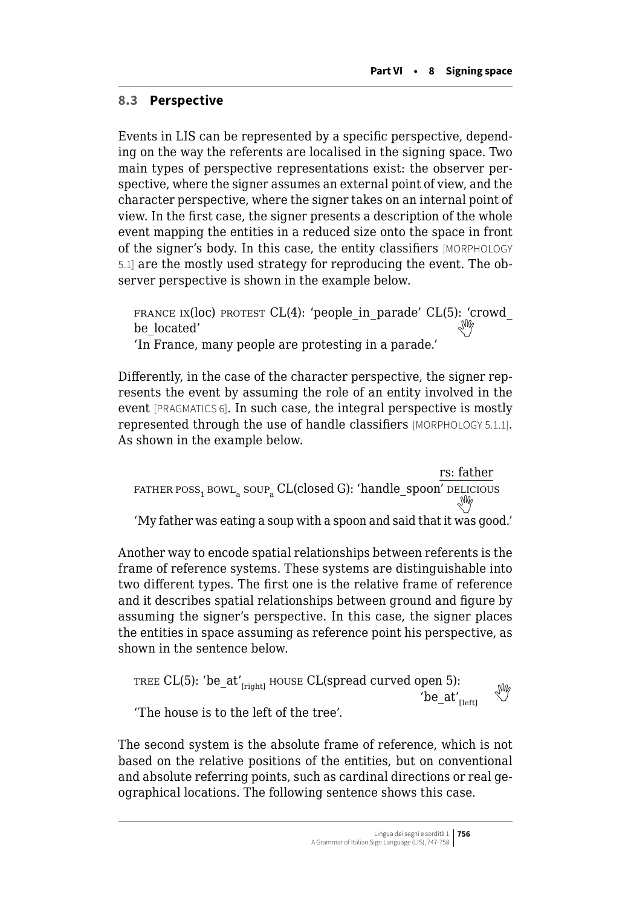### 8.3 Perspective

Events in LIS can be represented by a specific perspective, depending on the way the referents are localised in the signing space. Two main types of perspective representations exist: the observer perspective, where the signer assumes an external point of view, and the character perspective, where the signer takes on an internal point of view. In the first case, the signer presents a description of the whole event mapping the entities in a reduced size onto the space in front of the signer's body. In this case, the entity classifiers [MORPHOLOGY 5.1] are the mostly used strategy for reproducing the event. The observer perspective is shown in the example below.

FRANCE IX(loc) PROTEST CL(4): 'people_in_parade' CL(5): 'crowd_be_located'
'In France, many people are protesting in a parade.'

Differently, in the case of the character perspective, the signer represents the event by assuming the role of an entity involved in the event [PRAGMATICS 6]. In such case, the integral perspective is mostly represented through the use of handle classifiers [MORPHOLOGY 5.1.1]. As shown in the example below.

rs: father
FATHER POSS$_1$ BOWL$_a$ SOUP$_a$ CL(closed G): 'handle_spoon' DELICIOUS
'My father was eating a soup with a spoon and said that it was good.'

Another way to encode spatial relationships between referents is the frame of reference systems. These systems are distinguishable into two different types. The first one is the relative frame of reference and it describes spatial relationships between ground and figure by assuming the signer's perspective. In this case, the signer places the entities in space assuming as reference point his perspective, as shown in the sentence below.

TREE CL(5): 'be_at'$_{[right]}$ HOUSE CL(spread curved open 5): 'be_at'$_{[left]}$
'The house is to the left of the tree'.

The second system is the absolute frame of reference, which is not based on the relative positions of the entities, but on conventional and absolute referring points, such as cardinal directions or real geographical locations. The following sentence shows this case.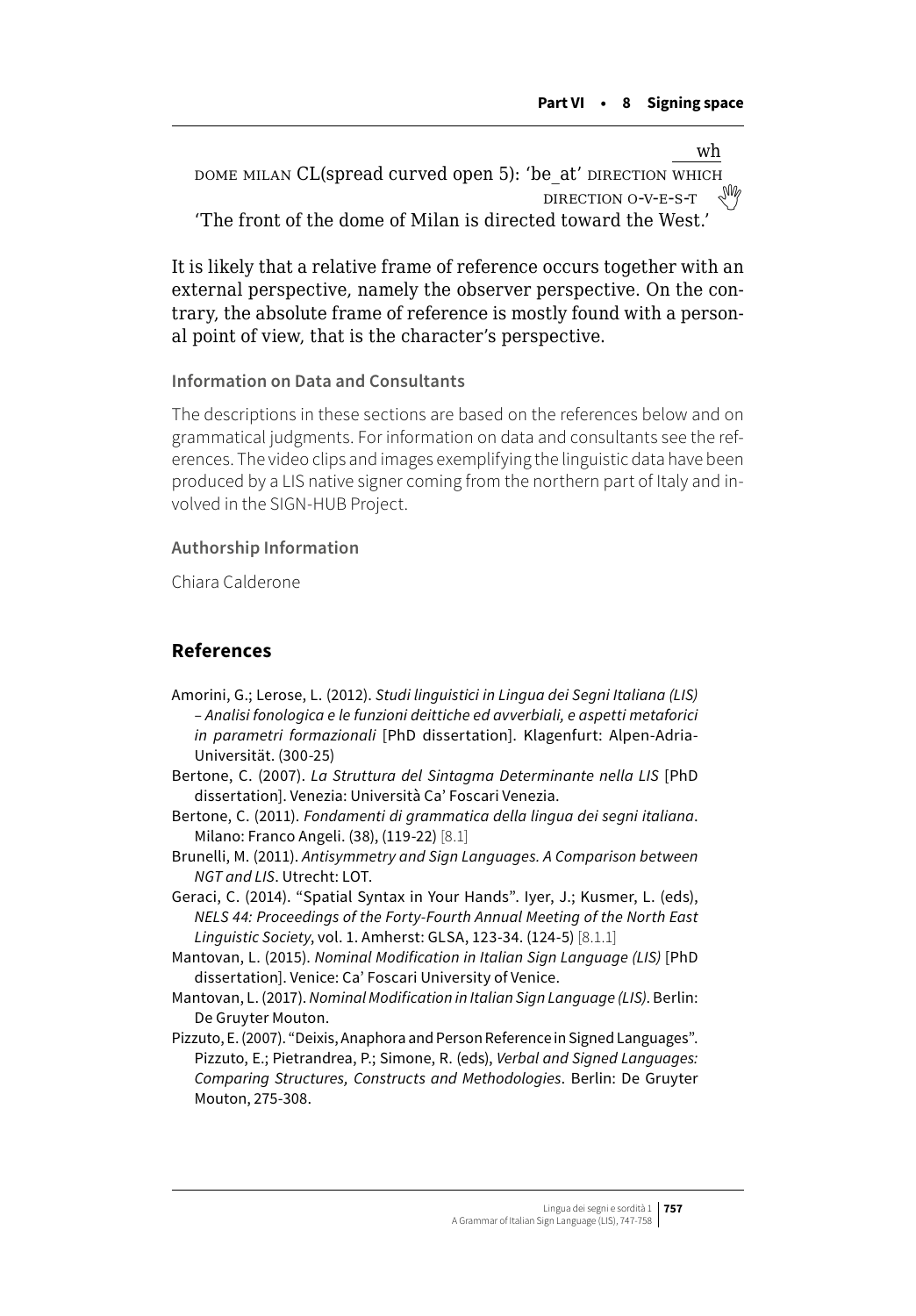wh

DOME MILAN CL(spread curved open 5): 'be_at' DIRECTION WHICH DIRECTION O-V-E-S-T

'The front of the dome of Milan is directed toward the West.'

It is likely that a relative frame of reference occurs together with an external perspective, namely the observer perspective. On the contrary, the absolute frame of reference is mostly found with a personal point of view, that is the character's perspective.

### Information on Data and Consultants

The descriptions in these sections are based on the references below and on grammatical judgments. For information on data and consultants see the references. The video clips and images exemplifying the linguistic data have been produced by a LIS native signer coming from the northern part of Italy and involved in the SIGN-HUB Project.

### Authorship Information

Chiara Calderone

## References

Amorini, G.; Lerose, L. (2012). *Studi linguistici in Lingua dei Segni Italiana (LIS) – Analisi fonologica e le funzioni deittiche ed avverbiali, e aspetti metaforici in parametri formazionali* [PhD dissertation]. Klagenfurt: Alpen-Adria-Universität. (300-25)

Bertone, C. (2007). *La Struttura del Sintagma Determinante nella LIS* [PhD dissertation]. Venezia: Università Ca' Foscari Venezia.

Bertone, C. (2011). *Fondamenti di grammatica della lingua dei segni italiana*. Milano: Franco Angeli. (38), (119-22) [8.1]

Brunelli, M. (2011). *Antisymmetry and Sign Languages. A Comparison between NGT and LIS*. Utrecht: LOT.

Geraci, C. (2014). "Spatial Syntax in Your Hands". Iyer, J.; Kusmer, L. (eds), *NELS 44: Proceedings of the Forty-Fourth Annual Meeting of the North East Linguistic Society*, vol. 1. Amherst: GLSA, 123-34. (124-5) [8.1.1]

Mantovan, L. (2015). *Nominal Modification in Italian Sign Language (LIS)* [PhD dissertation]. Venice: Ca' Foscari University of Venice.

Mantovan, L. (2017). *Nominal Modification in Italian Sign Language (LIS)*. Berlin: De Gruyter Mouton.

Pizzuto, E. (2007). "Deixis, Anaphora and Person Reference in Signed Languages". Pizzuto, E.; Pietrandrea, P.; Simone, R. (eds), *Verbal and Signed Languages: Comparing Structures, Constructs and Methodologies*. Berlin: De Gruyter Mouton, 275-308.